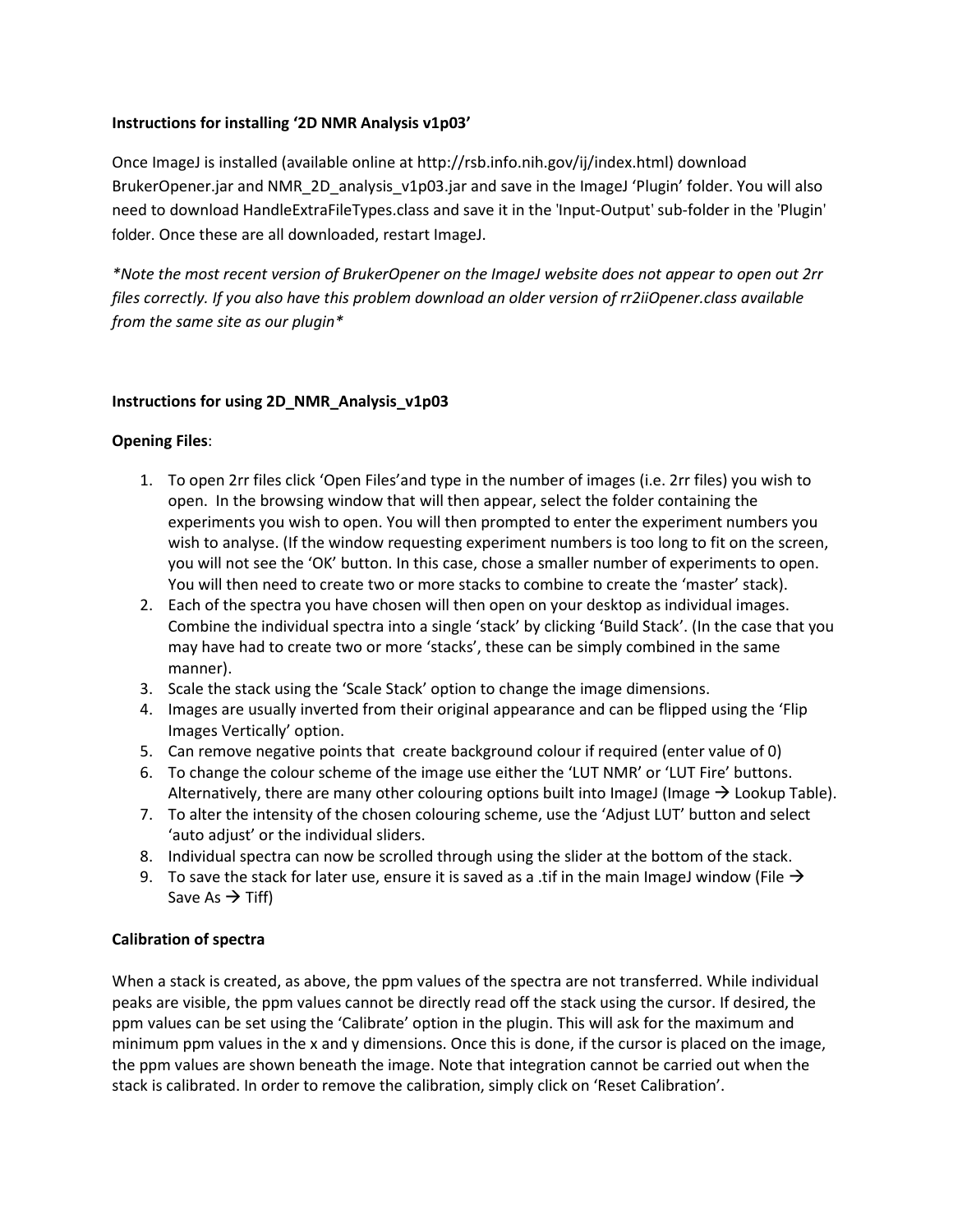**Instructions for installing '2D NMR Analysis v1p03'**

Once ImageJ is installed (available online at http://rsb.info.nih.gov/ij/index.html) download BrukerOpener.jar and NMR_2D_analysis_v1p03.jar and save in the ImageJ 'Plugin' folder. You will also need to download HandleExtraFileTypes.class and save it in the 'Input-Output' sub-folder in the 'Plugin' folder. Once these are all downloaded, restart ImageJ.

*\*Note the most recent version of BrukerOpener on the ImageJ website does not appear to open out 2rr files correctly. If you also have this problem download an older version of rr2iiOpener.class available from the same site as our plugin\**

**Instructions for using 2D_NMR_Analysis_v1p03**

**Opening Files**:

1. To open 2rr files click 'Open Files'and type in the number of images (i.e. 2rr files) you wish to open. In the browsing window that will then appear, select the folder containing the experiments you wish to open. You will then prompted to enter the experiment numbers you wish to analyse. (If the window requesting experiment numbers is too long to fit on the screen, you will not see the 'OK' button. In this case, chose a smaller number of experiments to open. You will then need to create two or more stacks to combine to create the 'master' stack).
2. Each of the spectra you have chosen will then open on your desktop as individual images. Combine the individual spectra into a single 'stack' by clicking 'Build Stack'. (In the case that you may have had to create two or more 'stacks', these can be simply combined in the same manner).
3. Scale the stack using the 'Scale Stack' option to change the image dimensions.
4. Images are usually inverted from their original appearance and can be flipped using the 'Flip Images Vertically' option.
5. Can remove negative points that create background colour if required (enter value of 0)
6. To change the colour scheme of the image use either the 'LUT NMR' or 'LUT Fire' buttons. Alternatively, there are many other colouring options built into ImageJ (Image → Lookup Table).
7. To alter the intensity of the chosen colouring scheme, use the 'Adjust LUT' button and select 'auto adjust' or the individual sliders.
8. Individual spectra can now be scrolled through using the slider at the bottom of the stack.
9. To save the stack for later use, ensure it is saved as a .tif in the main ImageJ window (File → Save As → Tiff)

**Calibration of spectra**

When a stack is created, as above, the ppm values of the spectra are not transferred. While individual peaks are visible, the ppm values cannot be directly read off the stack using the cursor. If desired, the ppm values can be set using the 'Calibrate' option in the plugin. This will ask for the maximum and minimum ppm values in the x and y dimensions. Once this is done, if the cursor is placed on the image, the ppm values are shown beneath the image. Note that integration cannot be carried out when the stack is calibrated. In order to remove the calibration, simply click on 'Reset Calibration'.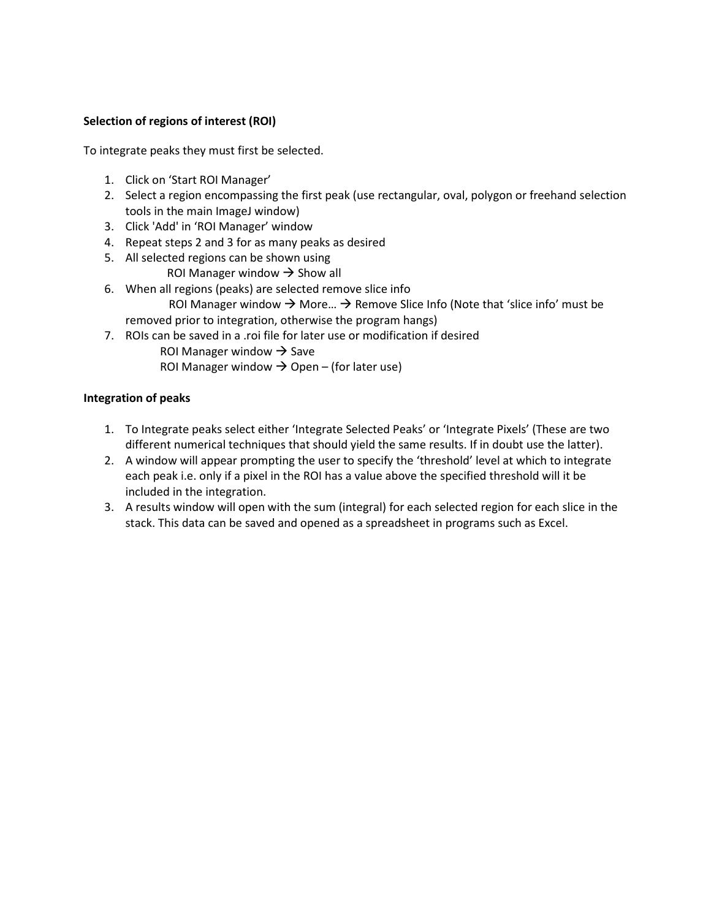**Selection of regions of interest (ROI)**

To integrate peaks they must first be selected.

1. Click on 'Start ROI Manager'
2. Select a region encompassing the first peak (use rectangular, oval, polygon or freehand selection tools in the main ImageJ window)
3. Click 'Add' in 'ROI Manager' window
4. Repeat steps 2 and 3 for as many peaks as desired
5. All selected regions can be shown using
   ROI Manager window → Show all
6. When all regions (peaks) are selected remove slice info
   ROI Manager window → More… → Remove Slice Info (Note that 'slice info' must be removed prior to integration, otherwise the program hangs)
7. ROIs can be saved in a .roi file for later use or modification if desired
   ROI Manager window → Save
   ROI Manager window → Open – (for later use)

**Integration of peaks**

1. To Integrate peaks select either 'Integrate Selected Peaks' or 'Integrate Pixels' (These are two different numerical techniques that should yield the same results. If in doubt use the latter).
2. A window will appear prompting the user to specify the 'threshold' level at which to integrate each peak i.e. only if a pixel in the ROI has a value above the specified threshold will it be included in the integration.
3. A results window will open with the sum (integral) for each selected region for each slice in the stack. This data can be saved and opened as a spreadsheet in programs such as Excel.